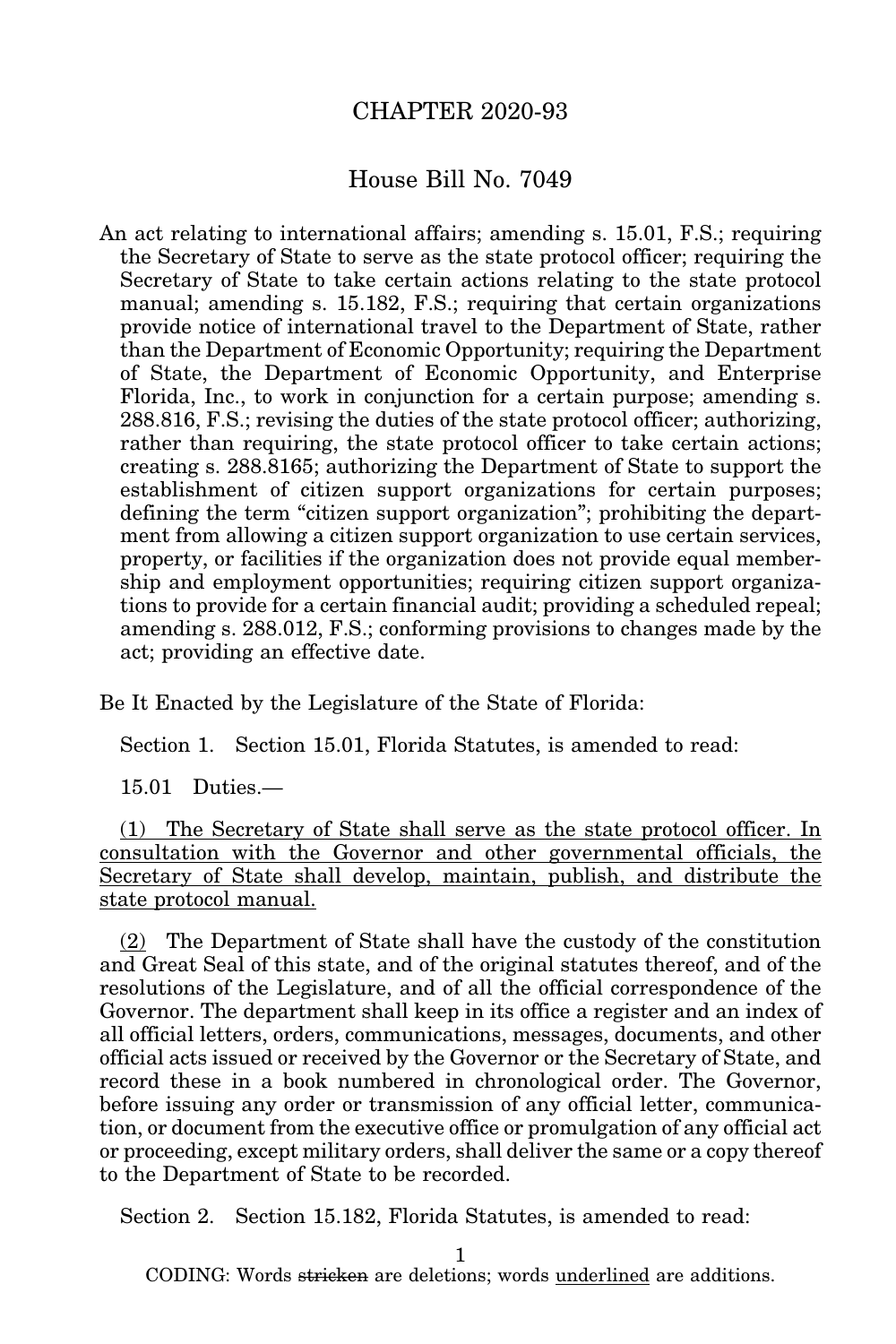# CHAPTER 2020-93

## House Bill No. 7049

An act relating to international affairs; amending s. 15.01, F.S.; requiring the Secretary of State to serve as the state protocol officer; requiring the Secretary of State to take certain actions relating to the state protocol manual; amending s. 15.182, F.S.; requiring that certain organizations provide notice of international travel to the Department of State, rather than the Department of Economic Opportunity; requiring the Department of State, the Department of Economic Opportunity, and Enterprise Florida, Inc., to work in conjunction for a certain purpose; amending s. 288.816, F.S.; revising the duties of the state protocol officer; authorizing, rather than requiring, the state protocol officer to take certain actions; creating s. 288.8165; authorizing the Department of State to support the establishment of citizen support organizations for certain purposes; defining the term "citizen support organization"; prohibiting the department from allowing a citizen support organization to use certain services, property, or facilities if the organization does not provide equal membership and employment opportunities; requiring citizen support organizations to provide for a certain financial audit; providing a scheduled repeal; amending s. 288.012, F.S.; conforming provisions to changes made by the act; providing an effective date.

Be It Enacted by the Legislature of the State of Florida:

Section 1. Section 15.01, Florida Statutes, is amended to read:

15.01 Duties.—

<u>(1) The Secretary of State shall serve as the state protocol officer. In consultation with the Governor and other governmental officials, the Secretary of State shall develop, maintain, publish, and distribute the state protocol manual.</u>

<u>(2)</u> The Department of State shall have the custody of the constitution and Great Seal of this state, and of the original statutes thereof, and of the resolutions of the Legislature, and of all the official correspondence of the Governor. The department shall keep in its office a register and an index of all official letters, orders, communications, messages, documents, and other official acts issued or received by the Governor or the Secretary of State, and record these in a book numbered in chronological order. The Governor, before issuing any order or transmission of any official letter, communication, or document from the executive office or promulgation of any official act or proceeding, except military orders, shall deliver the same or a copy thereof to the Department of State to be recorded.

Section 2. Section 15.182, Florida Statutes, is amended to read:

CODING: Words ~~stricken~~ are deletions; words <u>underlined</u> are additions.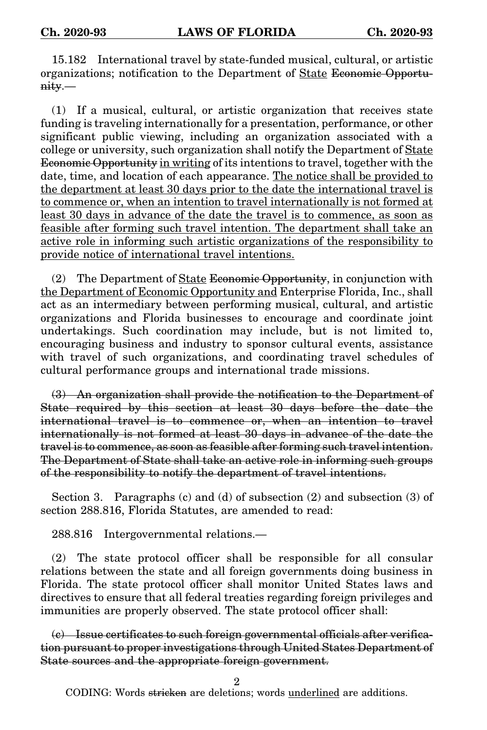15.182 International travel by state-funded musical, cultural, or artistic organizations; notification to the Department of <u>State</u> ~~Economic Opportunity~~.—

(1) If a musical, cultural, or artistic organization that receives state funding is traveling internationally for a presentation, performance, or other significant public viewing, including an organization associated with a college or university, such organization shall notify the Department of <u>State</u> ~~Economic Opportunity~~ <u>in writing</u> of its intentions to travel, together with the date, time, and location of each appearance. <u>The notice shall be provided to the department at least 30 days prior to the date the international travel is to commence or, when an intention to travel internationally is not formed at least 30 days in advance of the date the travel is to commence, as soon as feasible after forming such travel intention. The department shall take an active role in informing such artistic organizations of the responsibility to provide notice of international travel intentions.</u>

(2) The Department of <u>State</u> ~~Economic Opportunity~~, in conjunction with <u>the Department of Economic Opportunity and</u> Enterprise Florida, Inc., shall act as an intermediary between performing musical, cultural, and artistic organizations and Florida businesses to encourage and coordinate joint undertakings. Such coordination may include, but is not limited to, encouraging business and industry to sponsor cultural events, assistance with travel of such organizations, and coordinating travel schedules of cultural performance groups and international trade missions.

~~(3) An organization shall provide the notification to the Department of State required by this section at least 30 days before the date the international travel is to commence or, when an intention to travel internationally is not formed at least 30 days in advance of the date the travel is to commence, as soon as feasible after forming such travel intention. The Department of State shall take an active role in informing such groups of the responsibility to notify the department of travel intentions.~~

Section 3. Paragraphs (c) and (d) of subsection (2) and subsection (3) of section 288.816, Florida Statutes, are amended to read:

288.816 Intergovernmental relations.—

(2) The state protocol officer shall be responsible for all consular relations between the state and all foreign governments doing business in Florida. The state protocol officer shall monitor United States laws and directives to ensure that all federal treaties regarding foreign privileges and immunities are properly observed. The state protocol officer shall:

~~(c) Issue certificates to such foreign governmental officials after verification pursuant to proper investigations through United States Department of State sources and the appropriate foreign government.~~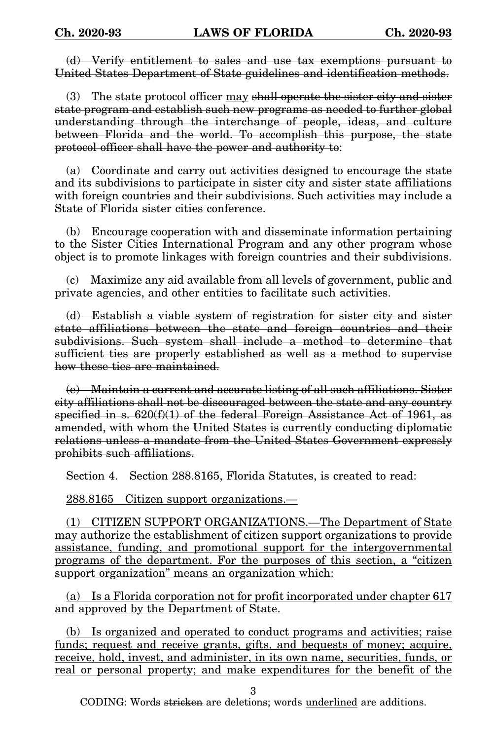~~(d) Verify entitlement to sales and use tax exemptions pursuant to United States Department of State guidelines and identification methods.~~

(3) The state protocol officer <u>may</u> ~~shall operate the sister city and sister state program and establish such new programs as needed to further global understanding through the interchange of people, ideas, and culture between Florida and the world. To accomplish this purpose, the state protocol officer shall have the power and authority to~~:

(a) Coordinate and carry out activities designed to encourage the state and its subdivisions to participate in sister city and sister state affiliations with foreign countries and their subdivisions. Such activities may include a State of Florida sister cities conference.

(b) Encourage cooperation with and disseminate information pertaining to the Sister Cities International Program and any other program whose object is to promote linkages with foreign countries and their subdivisions.

(c) Maximize any aid available from all levels of government, public and private agencies, and other entities to facilitate such activities.

~~(d) Establish a viable system of registration for sister city and sister state affiliations between the state and foreign countries and their subdivisions. Such system shall include a method to determine that sufficient ties are properly established as well as a method to supervise how these ties are maintained.~~

~~(e) Maintain a current and accurate listing of all such affiliations. Sister city affiliations shall not be discouraged between the state and any country specified in s. 620(f)(1) of the federal Foreign Assistance Act of 1961, as amended, with whom the United States is currently conducting diplomatic relations unless a mandate from the United States Government expressly prohibits such affiliations.~~

Section 4. Section 288.8165, Florida Statutes, is created to read:

<u>288.8165 Citizen support organizations.—</u>

<u>(1) CITIZEN SUPPORT ORGANIZATIONS.—The Department of State may authorize the establishment of citizen support organizations to provide assistance, funding, and promotional support for the intergovernmental programs of the department. For the purposes of this section, a "citizen support organization" means an organization which:</u>

<u>(a) Is a Florida corporation not for profit incorporated under chapter 617 and approved by the Department of State.</u>

<u>(b) Is organized and operated to conduct programs and activities; raise funds; request and receive grants, gifts, and bequests of money; acquire, receive, hold, invest, and administer, in its own name, securities, funds, or real or personal property; and make expenditures for the benefit of the</u>

CODING: Words ~~stricken~~ are deletions; words <u>underlined</u> are additions.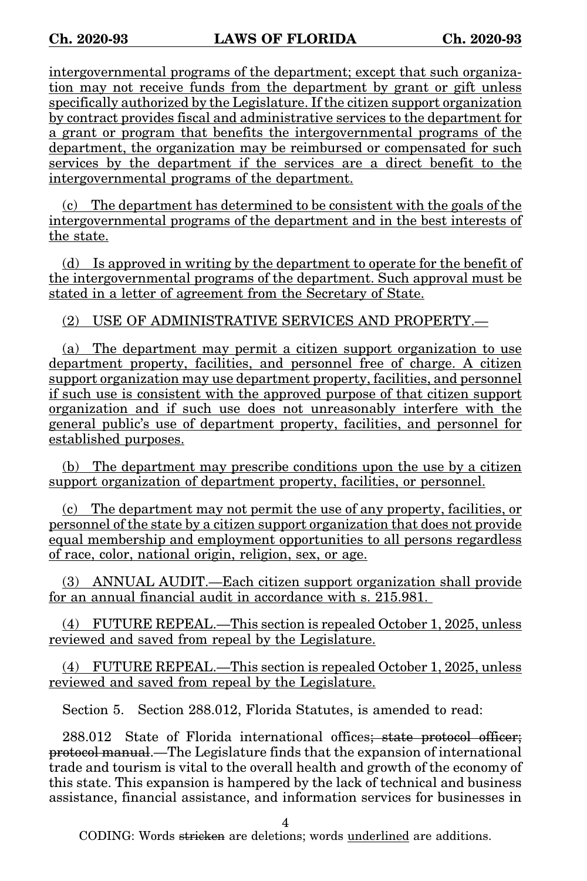intergovernmental programs of the department; except that such organization may not receive funds from the department by grant or gift unless specifically authorized by the Legislature. If the citizen support organization by contract provides fiscal and administrative services to the department for a grant or program that benefits the intergovernmental programs of the department, the organization may be reimbursed or compensated for such services by the department if the services are a direct benefit to the intergovernmental programs of the department.

(c) The department has determined to be consistent with the goals of the intergovernmental programs of the department and in the best interests of the state.

(d) Is approved in writing by the department to operate for the benefit of the intergovernmental programs of the department. Such approval must be stated in a letter of agreement from the Secretary of State.

(2) USE OF ADMINISTRATIVE SERVICES AND PROPERTY.—

(a) The department may permit a citizen support organization to use department property, facilities, and personnel free of charge. A citizen support organization may use department property, facilities, and personnel if such use is consistent with the approved purpose of that citizen support organization and if such use does not unreasonably interfere with the general public's use of department property, facilities, and personnel for established purposes.

(b) The department may prescribe conditions upon the use by a citizen support organization of department property, facilities, or personnel.

(c) The department may not permit the use of any property, facilities, or personnel of the state by a citizen support organization that does not provide equal membership and employment opportunities to all persons regardless of race, color, national origin, religion, sex, or age.

(3) ANNUAL AUDIT.—Each citizen support organization shall provide for an annual financial audit in accordance with s. 215.981.

(4) FUTURE REPEAL.—This section is repealed October 1, 2025, unless reviewed and saved from repeal by the Legislature.

(4) FUTURE REPEAL.—This section is repealed October 1, 2025, unless reviewed and saved from repeal by the Legislature.

Section 5. Section 288.012, Florida Statutes, is amended to read:

288.012 State of Florida international offices~~; state protocol officer; protocol manual~~.—The Legislature finds that the expansion of international trade and tourism is vital to the overall health and growth of the economy of this state. This expansion is hampered by the lack of technical and business assistance, financial assistance, and information services for businesses in

CODING: Words ~~stricken~~ are deletions; words underlined are additions.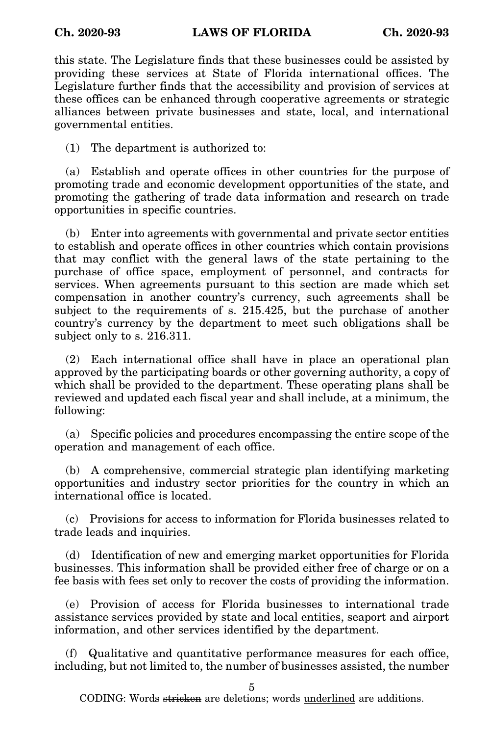this state. The Legislature finds that these businesses could be assisted by providing these services at State of Florida international offices. The Legislature further finds that the accessibility and provision of services at these offices can be enhanced through cooperative agreements or strategic alliances between private businesses and state, local, and international governmental entities.

(1) The department is authorized to:

(a) Establish and operate offices in other countries for the purpose of promoting trade and economic development opportunities of the state, and promoting the gathering of trade data information and research on trade opportunities in specific countries.

(b) Enter into agreements with governmental and private sector entities to establish and operate offices in other countries which contain provisions that may conflict with the general laws of the state pertaining to the purchase of office space, employment of personnel, and contracts for services. When agreements pursuant to this section are made which set compensation in another country's currency, such agreements shall be subject to the requirements of s. 215.425, but the purchase of another country's currency by the department to meet such obligations shall be subject only to s. 216.311.

(2) Each international office shall have in place an operational plan approved by the participating boards or other governing authority, a copy of which shall be provided to the department. These operating plans shall be reviewed and updated each fiscal year and shall include, at a minimum, the following:

(a) Specific policies and procedures encompassing the entire scope of the operation and management of each office.

(b) A comprehensive, commercial strategic plan identifying marketing opportunities and industry sector priorities for the country in which an international office is located.

(c) Provisions for access to information for Florida businesses related to trade leads and inquiries.

(d) Identification of new and emerging market opportunities for Florida businesses. This information shall be provided either free of charge or on a fee basis with fees set only to recover the costs of providing the information.

(e) Provision of access for Florida businesses to international trade assistance services provided by state and local entities, seaport and airport information, and other services identified by the department.

(f) Qualitative and quantitative performance measures for each office, including, but not limited to, the number of businesses assisted, the number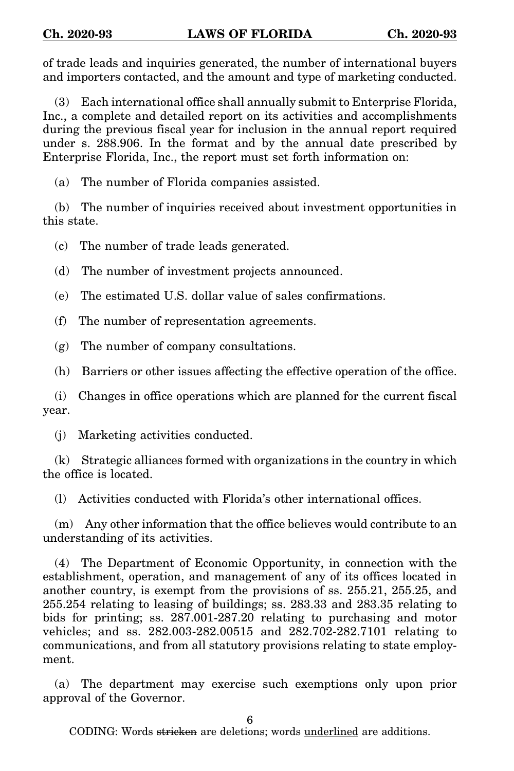of trade leads and inquiries generated, the number of international buyers and importers contacted, and the amount and type of marketing conducted.

(3) Each international office shall annually submit to Enterprise Florida, Inc., a complete and detailed report on its activities and accomplishments during the previous fiscal year for inclusion in the annual report required under s. 288.906. In the format and by the annual date prescribed by Enterprise Florida, Inc., the report must set forth information on:

(a) The number of Florida companies assisted.

(b) The number of inquiries received about investment opportunities in this state.

(c) The number of trade leads generated.

(d) The number of investment projects announced.

(e) The estimated U.S. dollar value of sales confirmations.

(f) The number of representation agreements.

(g) The number of company consultations.

(h) Barriers or other issues affecting the effective operation of the office.

(i) Changes in office operations which are planned for the current fiscal year.

(j) Marketing activities conducted.

(k) Strategic alliances formed with organizations in the country in which the office is located.

(l) Activities conducted with Florida's other international offices.

(m) Any other information that the office believes would contribute to an understanding of its activities.

(4) The Department of Economic Opportunity, in connection with the establishment, operation, and management of any of its offices located in another country, is exempt from the provisions of ss. 255.21, 255.25, and 255.254 relating to leasing of buildings; ss. 283.33 and 283.35 relating to bids for printing; ss. 287.001-287.20 relating to purchasing and motor vehicles; and ss. 282.003-282.00515 and 282.702-282.7101 relating to communications, and from all statutory provisions relating to state employment.

(a) The department may exercise such exemptions only upon prior approval of the Governor.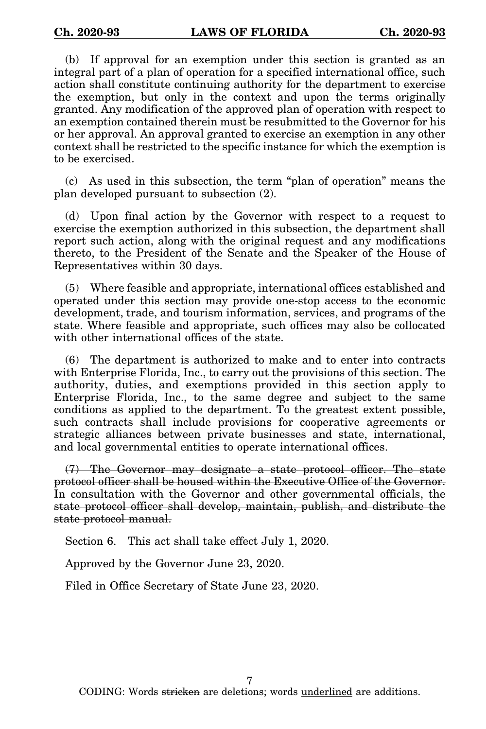(b) If approval for an exemption under this section is granted as an integral part of a plan of operation for a specified international office, such action shall constitute continuing authority for the department to exercise the exemption, but only in the context and upon the terms originally granted. Any modification of the approved plan of operation with respect to an exemption contained therein must be resubmitted to the Governor for his or her approval. An approval granted to exercise an exemption in any other context shall be restricted to the specific instance for which the exemption is to be exercised.

(c) As used in this subsection, the term "plan of operation" means the plan developed pursuant to subsection (2).

(d) Upon final action by the Governor with respect to a request to exercise the exemption authorized in this subsection, the department shall report such action, along with the original request and any modifications thereto, to the President of the Senate and the Speaker of the House of Representatives within 30 days.

(5) Where feasible and appropriate, international offices established and operated under this section may provide one-stop access to the economic development, trade, and tourism information, services, and programs of the state. Where feasible and appropriate, such offices may also be collocated with other international offices of the state.

(6) The department is authorized to make and to enter into contracts with Enterprise Florida, Inc., to carry out the provisions of this section. The authority, duties, and exemptions provided in this section apply to Enterprise Florida, Inc., to the same degree and subject to the same conditions as applied to the department. To the greatest extent possible, such contracts shall include provisions for cooperative agreements or strategic alliances between private businesses and state, international, and local governmental entities to operate international offices.

~~(7) The Governor may designate a state protocol officer. The state protocol officer shall be housed within the Executive Office of the Governor. In consultation with the Governor and other governmental officials, the state protocol officer shall develop, maintain, publish, and distribute the state protocol manual.~~

Section 6. This act shall take effect July 1, 2020.

Approved by the Governor June 23, 2020.

Filed in Office Secretary of State June 23, 2020.

CODING: Words ~~stricken~~ are deletions; words <u>underlined</u> are additions.